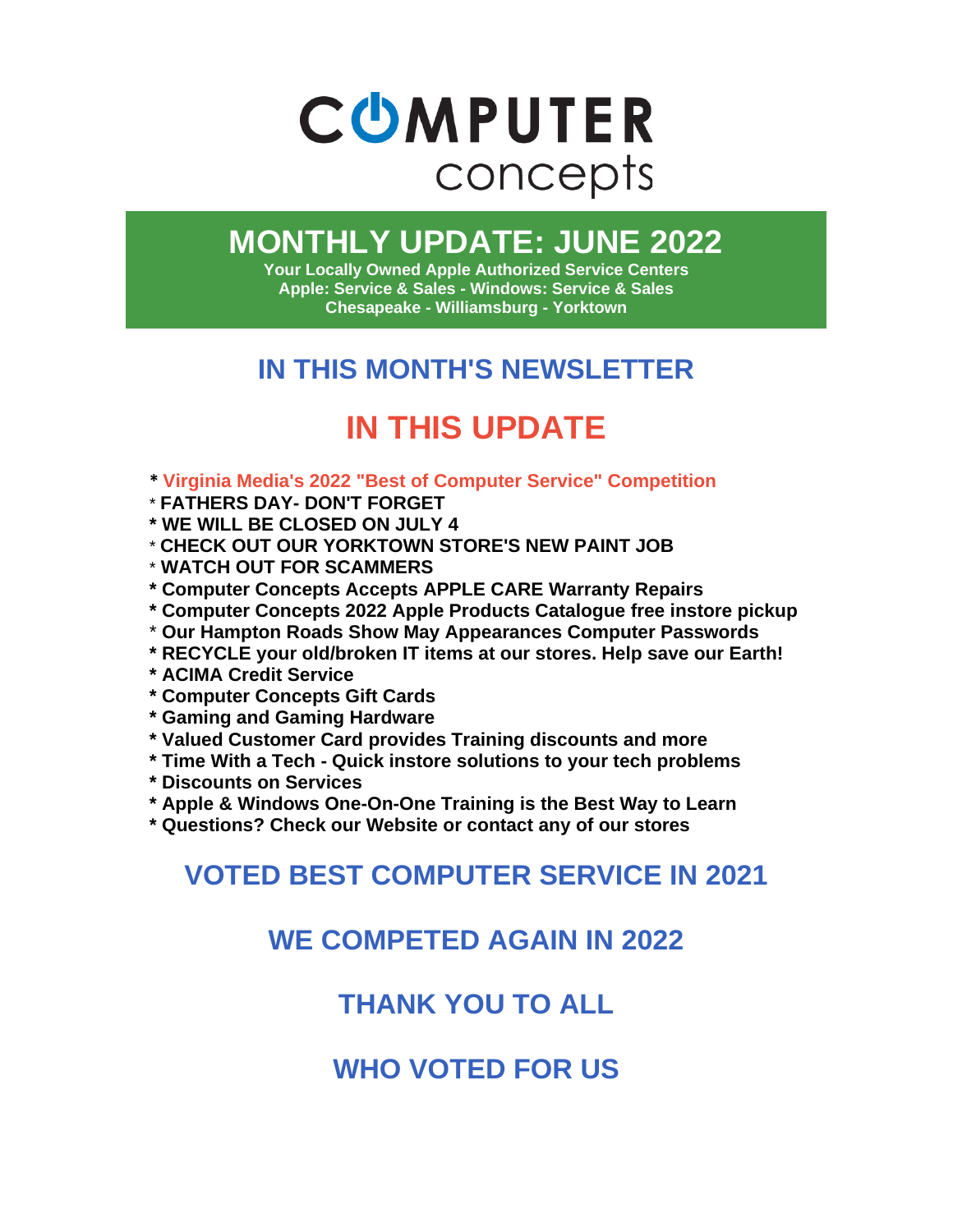# COMPUTER concepts

## MONTHLY UPDATE: JUNE 2022

**Your Locally Owned Apple Authorized Service Centers**
**Apple: Service & Sales - Windows: Service & Sales**
**Chesapeake - Williamsburg - Yorktown**

## IN THIS MONTH'S NEWSLETTER

## IN THIS UPDATE

- **Virginia Media's 2022 "Best of Computer Service" Competition**
- **FATHERS DAY- DON'T FORGET**
- **WE WILL BE CLOSED ON JULY 4**
- **CHECK OUT OUR YORKTOWN STORE'S NEW PAINT JOB**
- **WATCH OUT FOR SCAMMERS**
- **Computer Concepts Accepts APPLE CARE Warranty Repairs**
- **Computer Concepts 2022 Apple Products Catalogue free instore pickup**
- **Our Hampton Roads Show May Appearances Computer Passwords**
- **RECYCLE your old/broken IT items at our stores. Help save our Earth!**
- **ACIMA Credit Service**
- **Computer Concepts Gift Cards**
- **Gaming and Gaming Hardware**
- **Valued Customer Card provides Training discounts and more**
- **Time With a Tech - Quick instore solutions to your tech problems**
- **Discounts on Services**
- **Apple & Windows One-On-One Training is the Best Way to Learn**
- **Questions? Check our Website or contact any of our stores**

## VOTED BEST COMPUTER SERVICE IN 2021

## WE COMPETED AGAIN IN 2022

## THANK YOU TO ALL

## WHO VOTED FOR US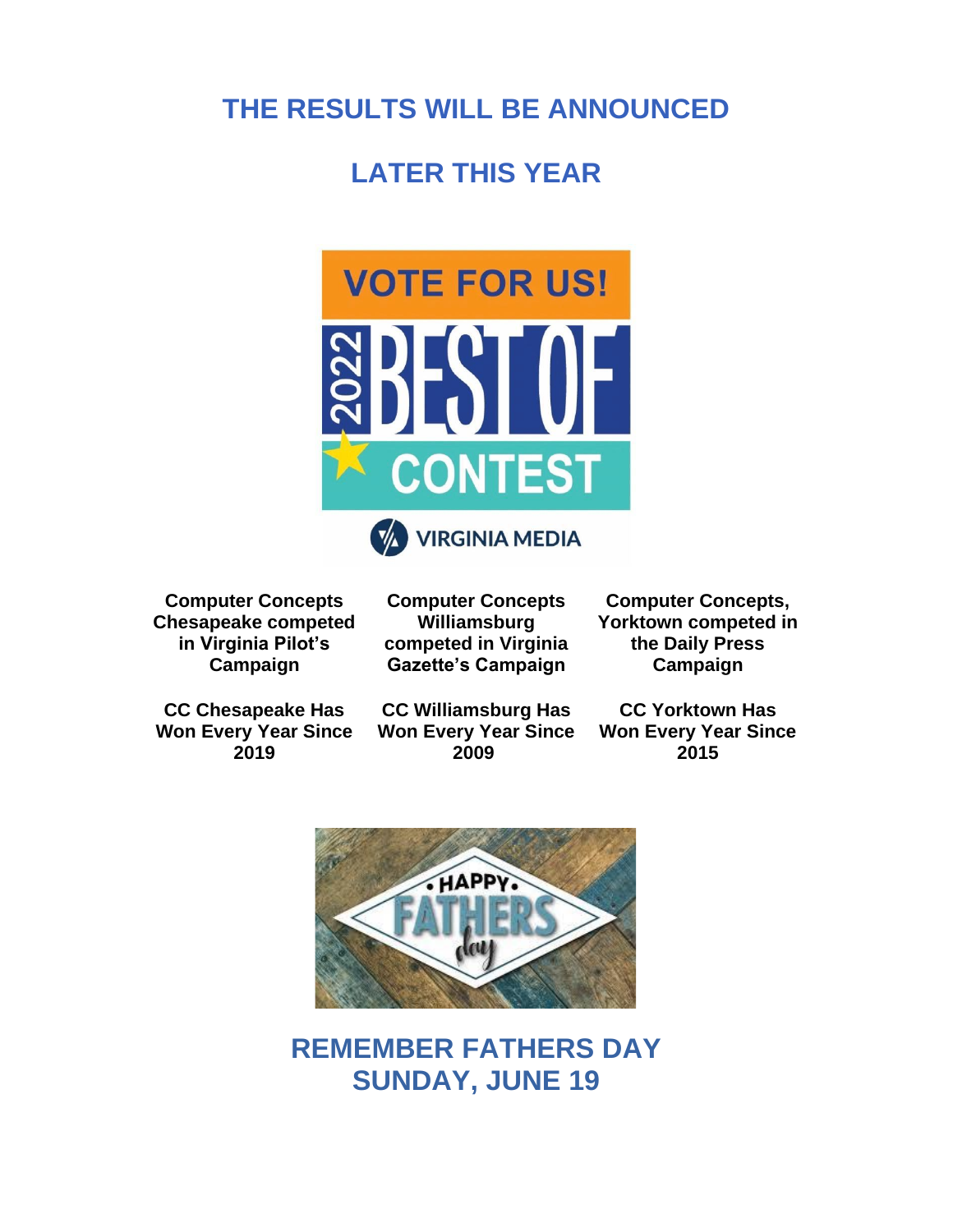## THE RESULTS WILL BE ANNOUNCED

## LATER THIS YEAR

**Computer Concepts Chesapeake competed in Virginia Pilot's Campaign**

**CC Chesapeake Has Won Every Year Since 2019**

**Computer Concepts Williamsburg competed in Virginia Gazette's Campaign**

**CC Williamsburg Has Won Every Year Since 2009**

**Computer Concepts, Yorktown competed in the Daily Press Campaign**

**CC Yorktown Has Won Every Year Since 2015**

## REMEMBER FATHERS DAY
## SUNDAY, JUNE 19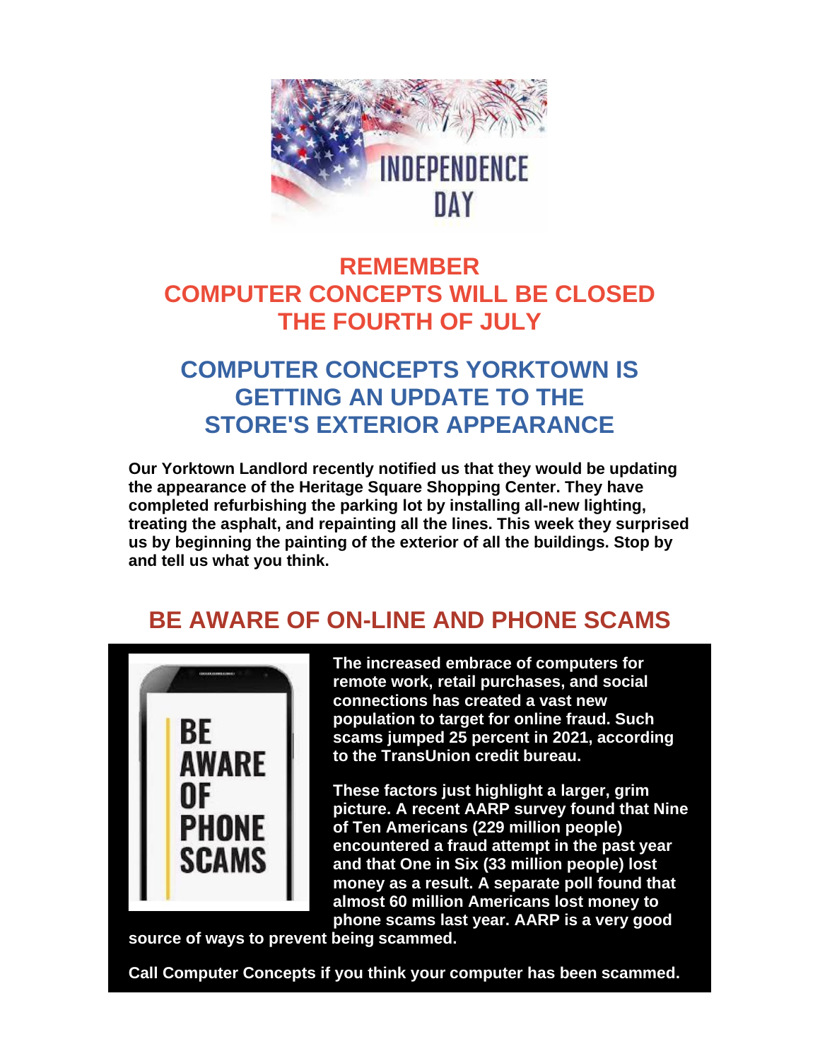## REMEMBER
## COMPUTER CONCEPTS WILL BE CLOSED
## THE FOURTH OF JULY

## COMPUTER CONCEPTS YORKTOWN IS GETTING AN UPDATE TO THE STORE'S EXTERIOR APPEARANCE

**Our Yorktown Landlord recently notified us that they would be updating the appearance of the Heritage Square Shopping Center. They have completed refurbishing the parking lot by installing all-new lighting, treating the asphalt, and repainting all the lines. This week they surprised us by beginning the painting of the exterior of all the buildings. Stop by and tell us what you think.**

## BE AWARE OF ON-LINE AND PHONE SCAMS

**The increased embrace of computers for remote work, retail purchases, and social connections has created a vast new population to target for online fraud. Such scams jumped 25 percent in 2021, according to the TransUnion credit bureau.**

**These factors just highlight a larger, grim picture. A recent AARP survey found that Nine of Ten Americans (229 million people) encountered a fraud attempt in the past year and that One in Six (33 million people) lost money as a result. A separate poll found that almost 60 million Americans lost money to phone scams last year. AARP is a very good source of ways to prevent being scammed.**

**Call Computer Concepts if you think your computer has been scammed.**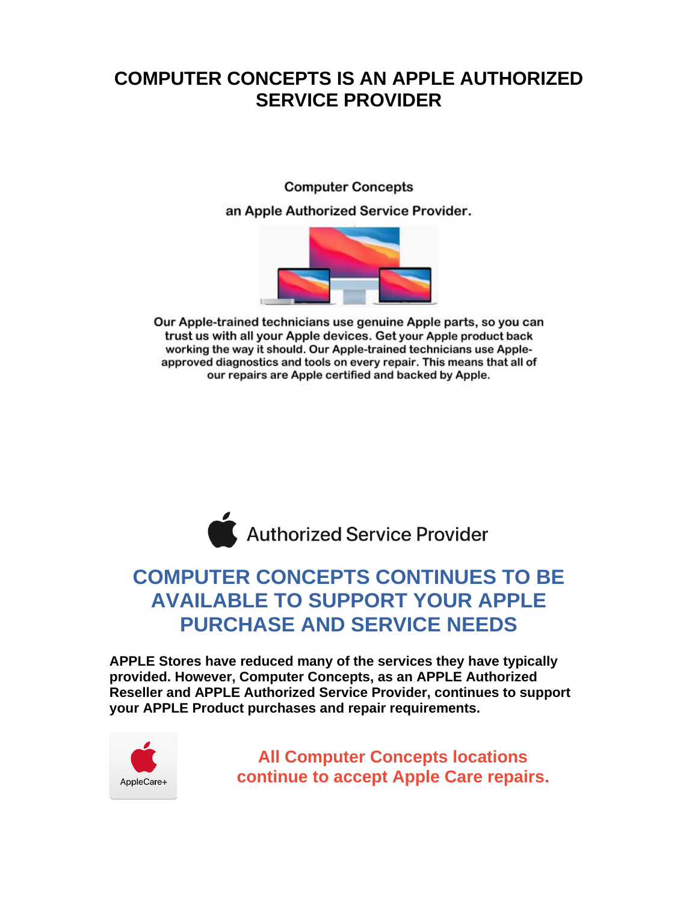# COMPUTER CONCEPTS IS AN APPLE AUTHORIZED SERVICE PROVIDER

**Computer Concepts**

**an Apple Authorized Service Provider.**

Our Apple-trained technicians use genuine Apple parts, so you can trust us with all your Apple devices. Get your Apple product back working the way it should. Our Apple-trained technicians use Apple-approved diagnostics and tools on every repair. This means that all of our repairs are Apple certified and backed by Apple.

Authorized Service Provider

## COMPUTER CONCEPTS CONTINUES TO BE AVAILABLE TO SUPPORT YOUR APPLE PURCHASE AND SERVICE NEEDS

**APPLE Stores have reduced many of the services they have typically provided. However, Computer Concepts, as an APPLE Authorized Reseller and APPLE Authorized Service Provider, continues to support your APPLE Product purchases and repair requirements.**

AppleCare+

**All Computer Concepts locations continue to accept Apple Care repairs.**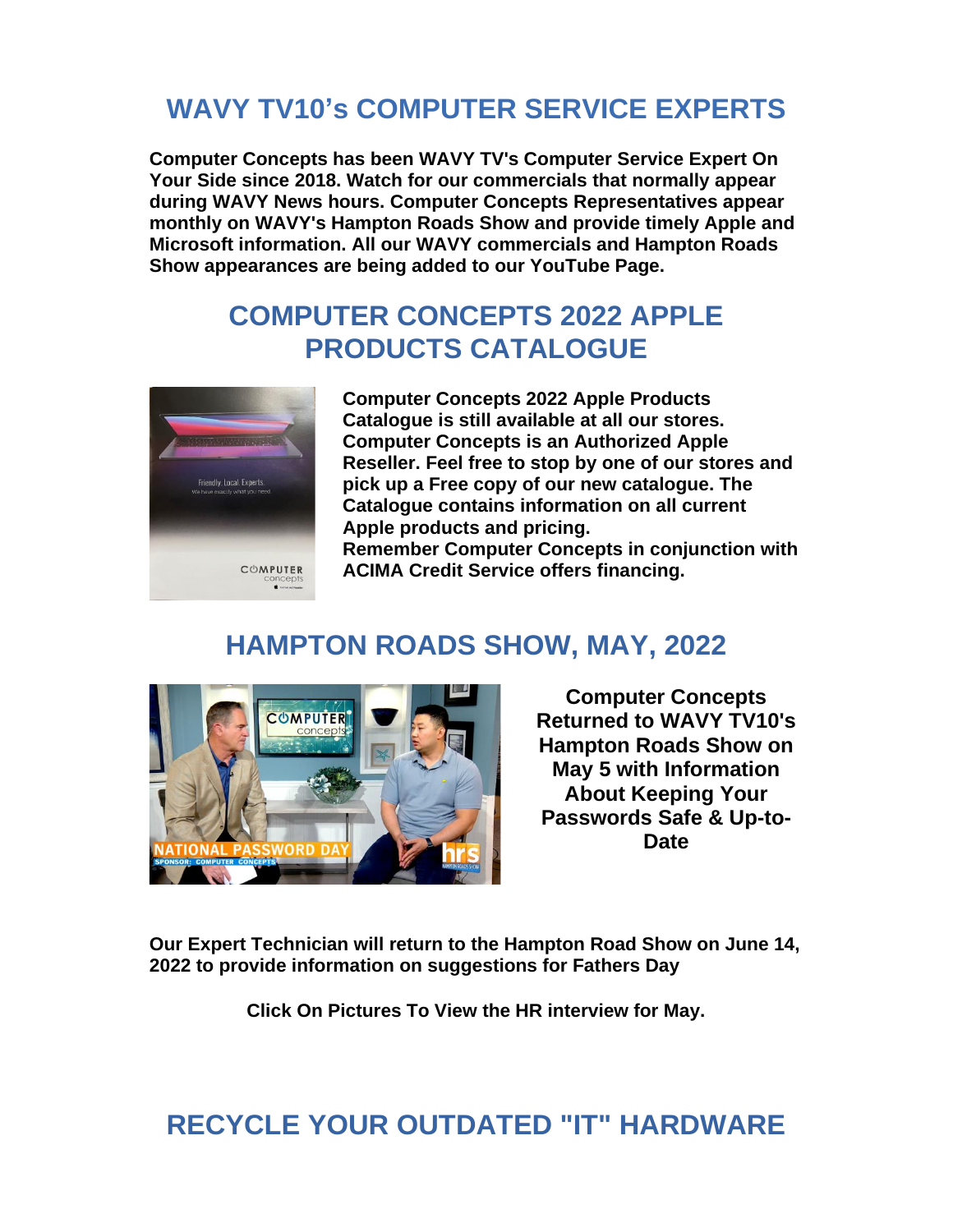## WAVY TV10's COMPUTER SERVICE EXPERTS

**Computer Concepts has been WAVY TV's Computer Service Expert On Your Side since 2018. Watch for our commercials that normally appear during WAVY News hours. Computer Concepts Representatives appear monthly on WAVY's Hampton Roads Show and provide timely Apple and Microsoft information. All our WAVY commercials and Hampton Roads Show appearances are being added to our YouTube Page.**

## COMPUTER CONCEPTS 2022 APPLE PRODUCTS CATALOGUE

**Computer Concepts 2022 Apple Products Catalogue is still available at all our stores. Computer Concepts is an Authorized Apple Reseller. Feel free to stop by one of our stores and pick up a Free copy of our new catalogue. The Catalogue contains information on all current Apple products and pricing.**
**Remember Computer Concepts in conjunction with ACIMA Credit Service offers financing.**

## HAMPTON ROADS SHOW, MAY, 2022

**Computer Concepts Returned to WAVY TV10's Hampton Roads Show on May 5 with Information About Keeping Your Passwords Safe & Up-to-Date**

**Our Expert Technician will return to the Hampton Road Show on June 14, 2022 to provide information on suggestions for Fathers Day**

**Click On Pictures To View the HR interview for May.**

## RECYCLE YOUR OUTDATED "IT" HARDWARE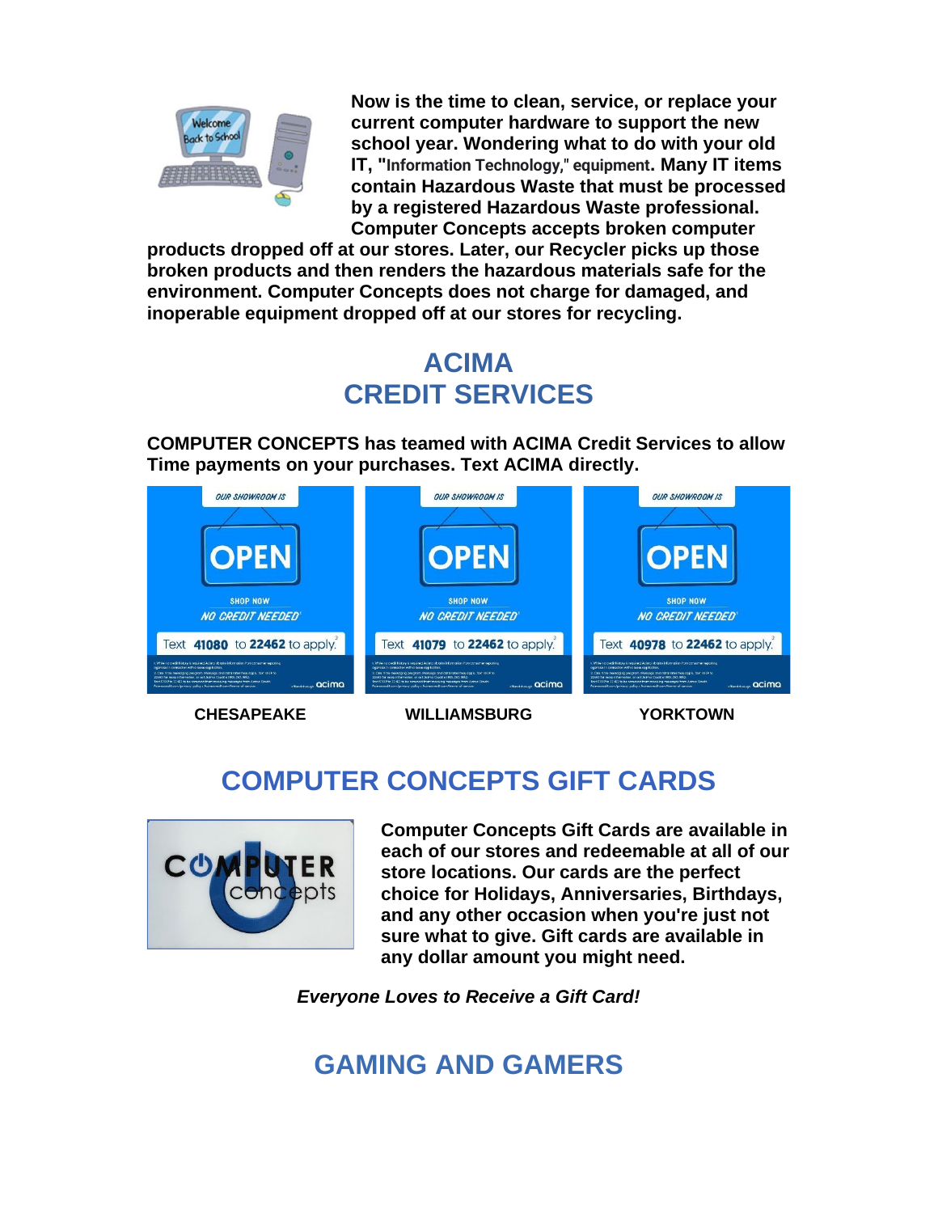**Now is the time to clean, service, or replace your current computer hardware to support the new school year. Wondering what to do with your old IT, "Information Technology," equipment. Many IT items contain Hazardous Waste that must be processed by a registered Hazardous Waste professional. Computer Concepts accepts broken computer products dropped off at our stores. Later, our Recycler picks up those broken products and then renders the hazardous materials safe for the environment. Computer Concepts does not charge for damaged, and inoperable equipment dropped off at our stores for recycling.**

## ACIMA CREDIT SERVICES

**COMPUTER CONCEPTS has teamed with ACIMA Credit Services to allow Time payments on your purchases. Text ACIMA directly.**

| Text 41080 to 22462 to apply. | Text 41079 to 22462 to apply. | Text 40978 to 22462 to apply. |
|---|---|---|
| **CHESAPEAKE** | **WILLIAMSBURG** | **YORKTOWN** |

## COMPUTER CONCEPTS GIFT CARDS

**Computer Concepts Gift Cards are available in each of our stores and redeemable at all of our store locations. Our cards are the perfect choice for Holidays, Anniversaries, Birthdays, and any other occasion when you're just not sure what to give. Gift cards are available in any dollar amount you might need.**

***Everyone Loves to Receive a Gift Card!***

## GAMING AND GAMERS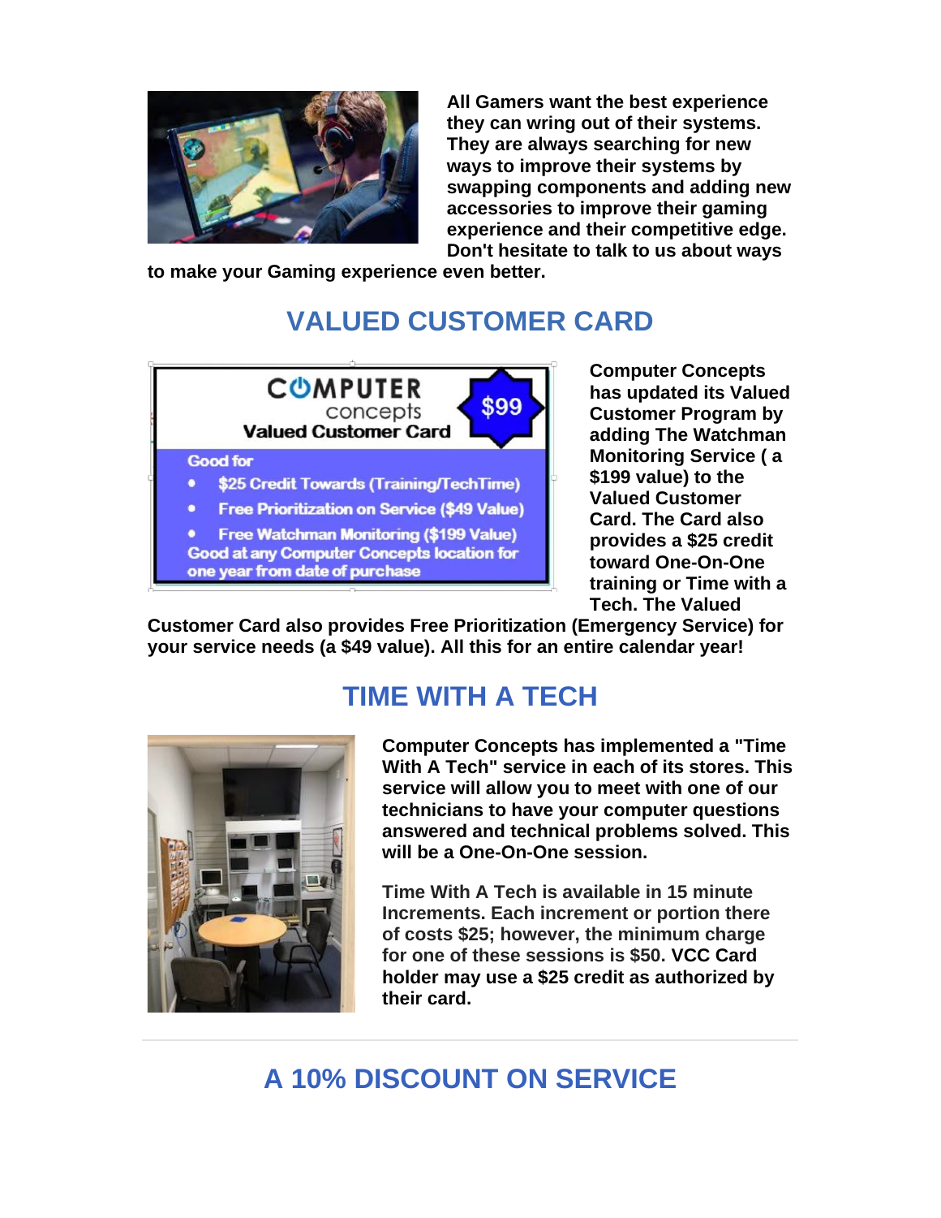**All Gamers want the best experience they can wring out of their systems. They are always searching for new ways to improve their systems by swapping components and adding new accessories to improve their gaming experience and their competitive edge. Don't hesitate to talk to us about ways to make your Gaming experience even better.**

## VALUED CUSTOMER CARD

**Computer Concepts has updated its Valued Customer Program by adding The Watchman Monitoring Service ( a $199 value) to the Valued Customer Card. The Card also provides a $25 credit toward One-On-One training or Time with a Tech. The Valued Customer Card also provides Free Prioritization (Emergency Service) for your service needs (a $49 value). All this for an entire calendar year!**

## TIME WITH A TECH

**Computer Concepts has implemented a "Time With A Tech" service in each of its stores. This service will allow you to meet with one of our technicians to have your computer questions answered and technical problems solved. This will be a One-On-One session.**

**Time With A Tech is available in 15 minute Increments. Each increment or portion there of costs $25; however, the minimum charge for one of these sessions is $50. VCC Card holder may use a $25 credit as authorized by their card.**

---

## A 10% DISCOUNT ON SERVICE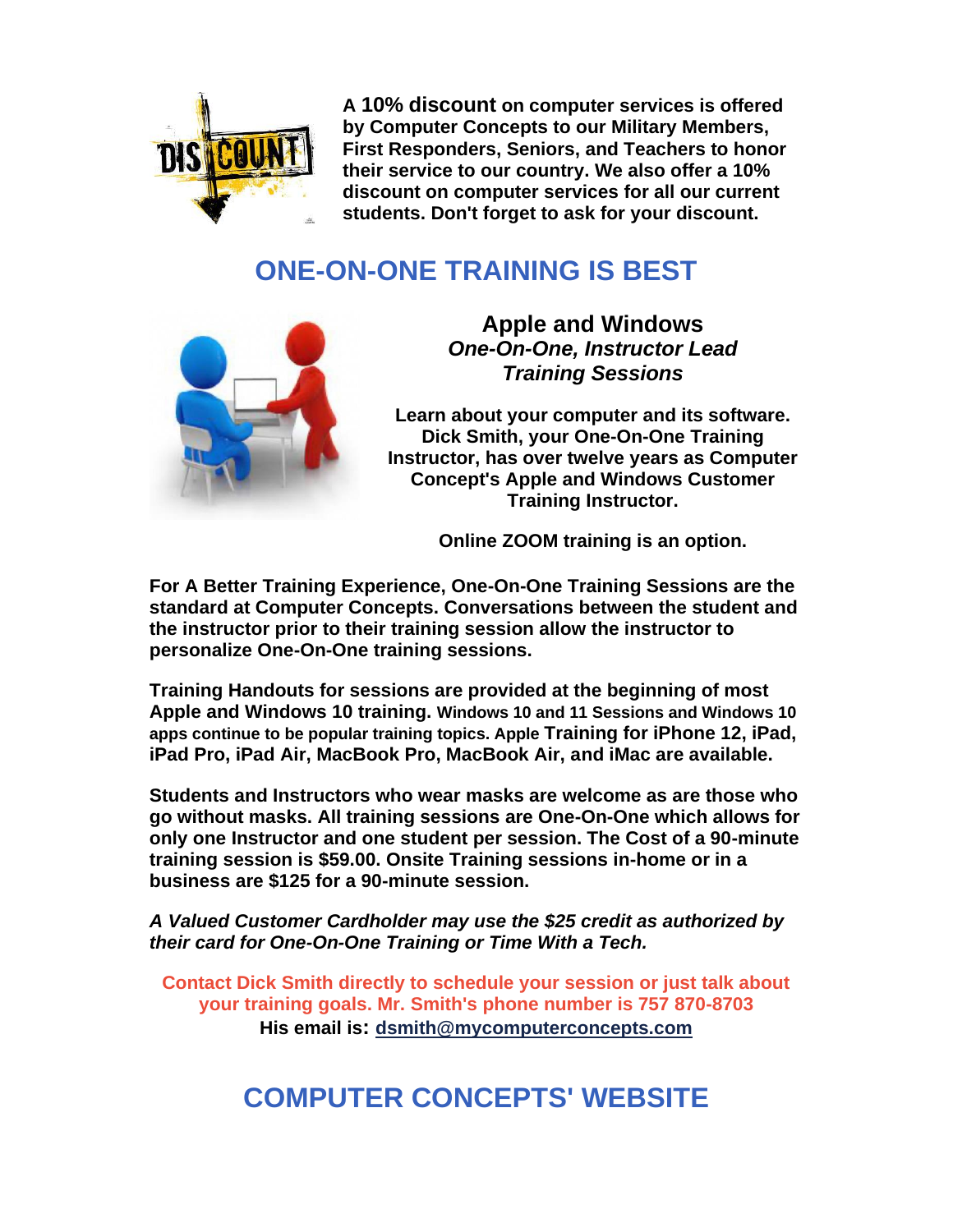**A 10% discount on computer services is offered by Computer Concepts to our Military Members, First Responders, Seniors, and Teachers to honor their service to our country. We also offer a 10% discount on computer services for all our current students. Don't forget to ask for your discount.**

## ONE-ON-ONE TRAINING IS BEST

### Apple and Windows
***One-On-One, Instructor Lead Training Sessions***

**Learn about your computer and its software. Dick Smith, your One-On-One Training Instructor, has over twelve years as Computer Concept's Apple and Windows Customer Training Instructor.**

**Online ZOOM training is an option.**

**For A Better Training Experience, One-On-One Training Sessions are the standard at Computer Concepts. Conversations between the student and the instructor prior to their training session allow the instructor to personalize One-On-One training sessions.**

**Training Handouts for sessions are provided at the beginning of most Apple and Windows 10 training. Windows 10 and 11 Sessions and Windows 10 apps continue to be popular training topics. Apple Training for iPhone 12, iPad, iPad Pro, iPad Air, MacBook Pro, MacBook Air, and iMac are available.**

**Students and Instructors who wear masks are welcome as are those who go without masks. All training sessions are One-On-One which allows for only one Instructor and one student per session. The Cost of a 90-minute training session is $59.00. Onsite Training sessions in-home or in a business are $125 for a 90-minute session.**

***A Valued Customer Cardholder may use the $25 credit as authorized by their card for One-On-One Training or Time With a Tech.***

**Contact Dick Smith directly to schedule your session or just talk about your training goals. Mr. Smith's phone number is 757 870-8703**
**His email is: dsmith@mycomputerconcepts.com**

## COMPUTER CONCEPTS' WEBSITE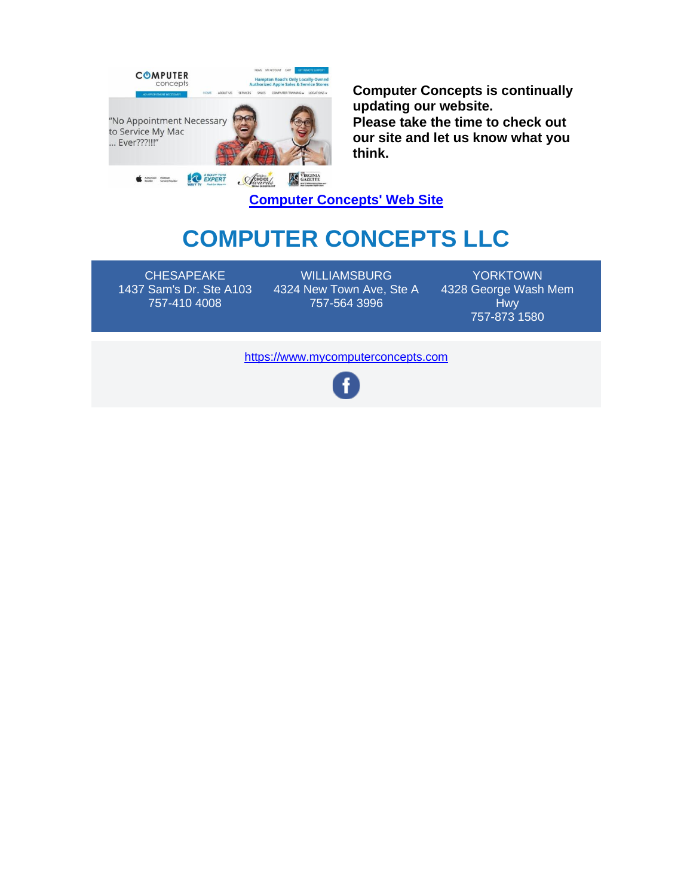**Computer Concepts is continually updating our website.**
**Please take the time to check out our site and let us know what you think.**

**Computer Concepts' Web Site**

# COMPUTER CONCEPTS LLC

| | | |
|---|---|---|
| CHESAPEAKE<br>1437 Sam's Dr. Ste A103<br>757-410 4008 | WILLIAMSBURG<br>4324 New Town Ave, Ste A<br>757-564 3996 | YORKTOWN<br>4328 George Wash Mem Hwy<br>757-873 1580 |

https://www.mycomputerconcepts.com